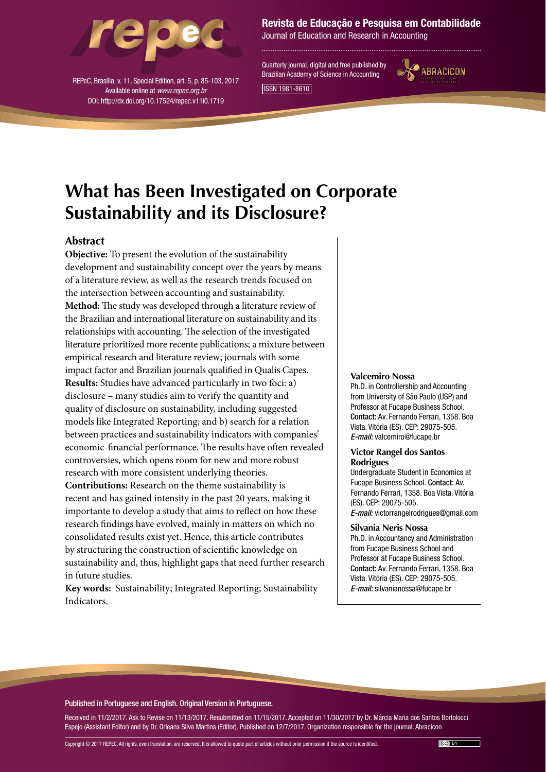Revista de Educação e Pesquisa em Contabilidade

Journal of Education and Research in Accounting

REPeC, Brasília, v. 11, Special Edition, art. 5, p. 85-103, 2017
Available online at *www.repec.org.br*
DOI: http://dx.doi.org/10.17524/repec.v11i0.1719

Quarterly journal, digital and free published by Brazilian Academy of Science in Accounting

ISSN 1981-8610

# What has Been Investigated on Corporate Sustainability and its Disclosure?

## Abstract

**Objective:** To present the evolution of the sustainability development and sustainability concept over the years by means of a literature review, as well as the research trends focused on the intersection between accounting and sustainability.

**Method:** The study was developed through a literature review of the Brazilian and international literature on sustainability and its relationships with accounting. The selection of the investigated literature prioritized more recente publications; a mixture between empirical research and literature review; journals with some impact factor and Brazilian journals qualified in Qualis Capes.

**Results:** Studies have advanced particularly in two foci: a) disclosure – many studies aim to verify the quantity and quality of disclosure on sustainability, including suggested models like Integrated Reporting; and b) search for a relation between practices and sustainability indicators with companies' economic-financial performance. The results have often revealed controversies, which opens room for new and more robust research with more consistent underlying theories.

**Contributions:** Research on the theme sustainability is recent and has gained intensity in the past 20 years, making it importante to develop a study that aims to reflect on how these research findings have evolved, mainly in matters on which no consolidated results exist yet. Hence, this article contributes by structuring the construction of scientific knowledge on sustainability and, thus, highlight gaps that need further research in future studies.

**Key words:** Sustainability; Integrated Reporting; Sustainability Indicators.

**Valcemiro Nossa**
Ph.D. in Controllership and Accounting from University of São Paulo (USP) and Professor at Fucape Business School. **Contact:** Av. Fernando Ferrari, 1358. Boa Vista. Vitória (ES). CEP: 29075-505.
***E-mail:*** valcemiro@fucape.br

**Victor Rangel dos Santos Rodrigues**
Undergraduate Student in Economics at Fucape Business School. **Contact:** Av. Fernando Ferrari, 1358. Boa Vista. Vitória (ES). CEP: 29075-505.
***E-mail:*** victorrangelrodrigues@gmail.com

**Silvania Neris Nossa**
Ph.D. in Accountancy and Administration from Fucape Business School and Professor at Fucape Business School. **Contact:** Av. Fernando Ferrari, 1358. Boa Vista. Vitória (ES). CEP: 29075-505.
***E-mail:*** silvanianossa@fucape.br

Published in Portuguese and English. Original Version in Portuguese.

Received in 11/2/2017. Ask to Revise on 11/13/2017. Resubmitted on 11/15/2017. Accepted on 11/30/2017 by Dr. Márcia Maria dos Santos Bortolocci Espejo (Assistant Editor) and by Dr. Orleans Silva Martins (Editor). Published on 12/7/2017. Organization responsible for the journal: Abracicon

Copyright © 2017 REPEC. All rights, even translation, are reserved. It is allowed to quote part of articles without prior permission if the source is identified.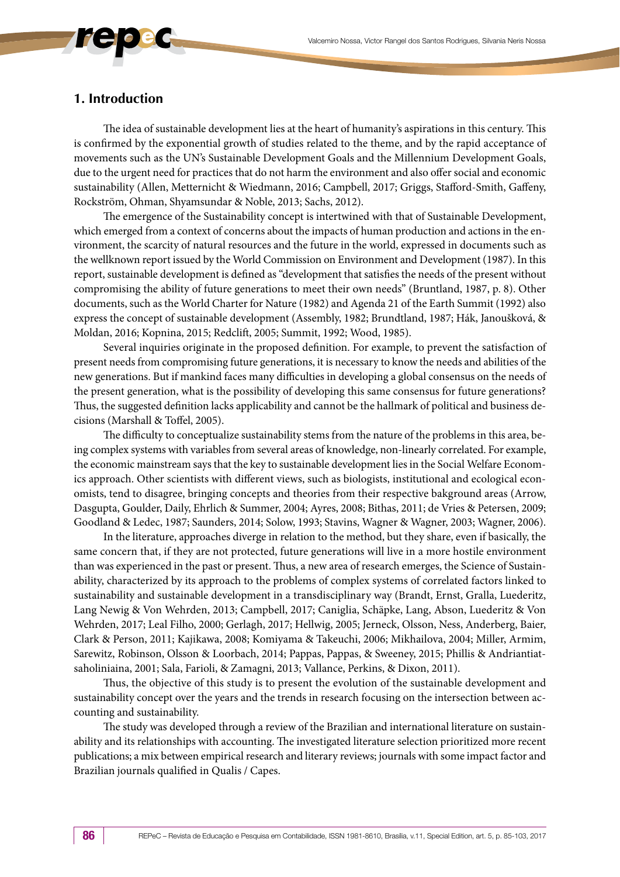## 1. Introduction

The idea of sustainable development lies at the heart of humanity's aspirations in this century. This is confirmed by the exponential growth of studies related to the theme, and by the rapid acceptance of movements such as the UN's Sustainable Development Goals and the Millennium Development Goals, due to the urgent need for practices that do not harm the environment and also offer social and economic sustainability (Allen, Metternicht & Wiedmann, 2016; Campbell, 2017; Griggs, Stafford-Smith, Gaffeny, Rockström, Ohman, Shyamsundar & Noble, 2013; Sachs, 2012).

The emergence of the Sustainability concept is intertwined with that of Sustainable Development, which emerged from a context of concerns about the impacts of human production and actions in the environment, the scarcity of natural resources and the future in the world, expressed in documents such as the wellknown report issued by the World Commission on Environment and Development (1987). In this report, sustainable development is defined as "development that satisfies the needs of the present without compromising the ability of future generations to meet their own needs" (Bruntland, 1987, p. 8). Other documents, such as the World Charter for Nature (1982) and Agenda 21 of the Earth Summit (1992) also express the concept of sustainable development (Assembly, 1982; Brundtland, 1987; Hák, Janoušková, & Moldan, 2016; Kopnina, 2015; Redclift, 2005; Summit, 1992; Wood, 1985).

Several inquiries originate in the proposed definition. For example, to prevent the satisfaction of present needs from compromising future generations, it is necessary to know the needs and abilities of the new generations. But if mankind faces many difficulties in developing a global consensus on the needs of the present generation, what is the possibility of developing this same consensus for future generations? Thus, the suggested definition lacks applicability and cannot be the hallmark of political and business decisions (Marshall & Toffel, 2005).

The difficulty to conceptualize sustainability stems from the nature of the problems in this area, being complex systems with variables from several areas of knowledge, non-linearly correlated. For example, the economic mainstream says that the key to sustainable development lies in the Social Welfare Economics approach. Other scientists with different views, such as biologists, institutional and ecological economists, tend to disagree, bringing concepts and theories from their respective bakground areas (Arrow, Dasgupta, Goulder, Daily, Ehrlich & Summer, 2004; Ayres, 2008; Bithas, 2011; de Vries & Petersen, 2009; Goodland & Ledec, 1987; Saunders, 2014; Solow, 1993; Stavins, Wagner & Wagner, 2003; Wagner, 2006).

In the literature, approaches diverge in relation to the method, but they share, even if basically, the same concern that, if they are not protected, future generations will live in a more hostile environment than was experienced in the past or present. Thus, a new area of research emerges, the Science of Sustainability, characterized by its approach to the problems of complex systems of correlated factors linked to sustainability and sustainable development in a transdisciplinary way (Brandt, Ernst, Gralla, Luederitz, Lang Newig & Von Wehrden, 2013; Campbell, 2017; Caniglia, Schäpke, Lang, Abson, Luederitz & Von Wehrden, 2017; Leal Filho, 2000; Gerlagh, 2017; Hellwig, 2005; Jerneck, Olsson, Ness, Anderberg, Baier, Clark & Person, 2011; Kajikawa, 2008; Komiyama & Takeuchi, 2006; Mikhailova, 2004; Miller, Armim, Sarewitz, Robinson, Olsson & Loorbach, 2014; Pappas, Pappas, & Sweeney, 2015; Phillis & Andriantiatsaholiniaina, 2001; Sala, Farioli, & Zamagni, 2013; Vallance, Perkins, & Dixon, 2011).

Thus, the objective of this study is to present the evolution of the sustainable development and sustainability concept over the years and the trends in research focusing on the intersection between accounting and sustainability.

The study was developed through a review of the Brazilian and international literature on sustainability and its relationships with accounting. The investigated literature selection prioritized more recent publications; a mix between empirical research and literary reviews; journals with some impact factor and Brazilian journals qualified in Qualis / Capes.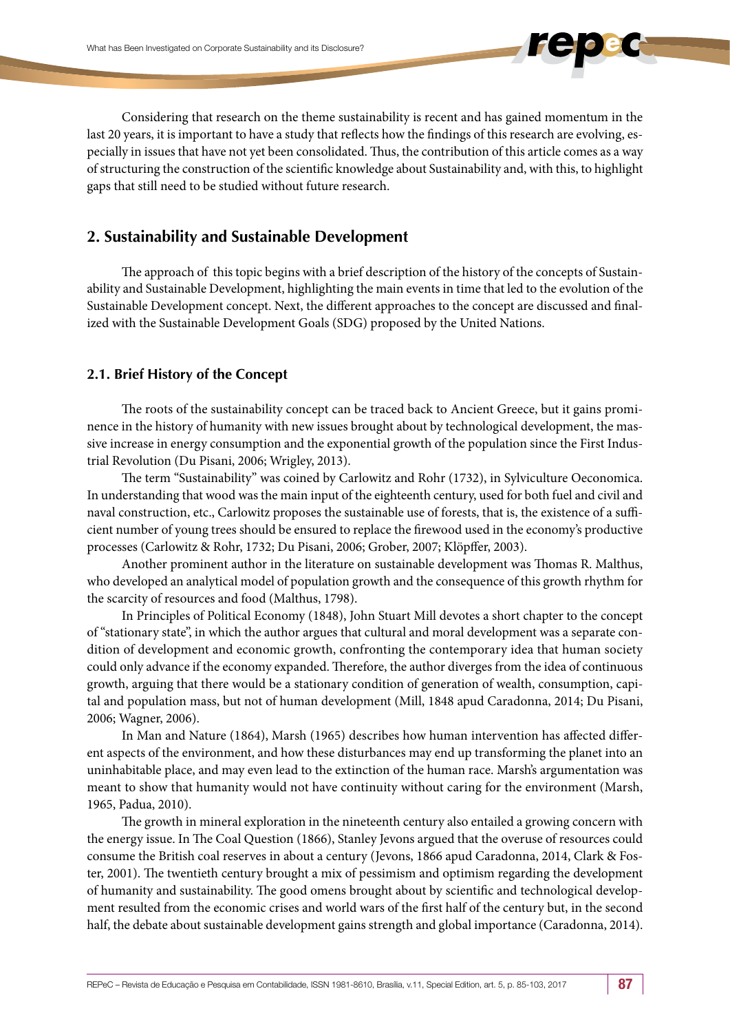Considering that research on the theme sustainability is recent and has gained momentum in the last 20 years, it is important to have a study that reflects how the findings of this research are evolving, especially in issues that have not yet been consolidated. Thus, the contribution of this article comes as a way of structuring the construction of the scientific knowledge about Sustainability and, with this, to highlight gaps that still need to be studied without future research.

## 2. Sustainability and Sustainable Development

The approach of this topic begins with a brief description of the history of the concepts of Sustainability and Sustainable Development, highlighting the main events in time that led to the evolution of the Sustainable Development concept. Next, the different approaches to the concept are discussed and finalized with the Sustainable Development Goals (SDG) proposed by the United Nations.

### 2.1. Brief History of the Concept

The roots of the sustainability concept can be traced back to Ancient Greece, but it gains prominence in the history of humanity with new issues brought about by technological development, the massive increase in energy consumption and the exponential growth of the population since the First Industrial Revolution (Du Pisani, 2006; Wrigley, 2013).

The term "Sustainability" was coined by Carlowitz and Rohr (1732), in Sylviculture Oeconomica. In understanding that wood was the main input of the eighteenth century, used for both fuel and civil and naval construction, etc., Carlowitz proposes the sustainable use of forests, that is, the existence of a sufficient number of young trees should be ensured to replace the firewood used in the economy's productive processes (Carlowitz & Rohr, 1732; Du Pisani, 2006; Grober, 2007; Klöpffer, 2003).

Another prominent author in the literature on sustainable development was Thomas R. Malthus, who developed an analytical model of population growth and the consequence of this growth rhythm for the scarcity of resources and food (Malthus, 1798).

In Principles of Political Economy (1848), John Stuart Mill devotes a short chapter to the concept of "stationary state", in which the author argues that cultural and moral development was a separate condition of development and economic growth, confronting the contemporary idea that human society could only advance if the economy expanded. Therefore, the author diverges from the idea of continuous growth, arguing that there would be a stationary condition of generation of wealth, consumption, capital and population mass, but not of human development (Mill, 1848 apud Caradonna, 2014; Du Pisani, 2006; Wagner, 2006).

In Man and Nature (1864), Marsh (1965) describes how human intervention has affected different aspects of the environment, and how these disturbances may end up transforming the planet into an uninhabitable place, and may even lead to the extinction of the human race. Marsh's argumentation was meant to show that humanity would not have continuity without caring for the environment (Marsh, 1965, Padua, 2010).

The growth in mineral exploration in the nineteenth century also entailed a growing concern with the energy issue. In The Coal Question (1866), Stanley Jevons argued that the overuse of resources could consume the British coal reserves in about a century (Jevons, 1866 apud Caradonna, 2014, Clark & Foster, 2001). The twentieth century brought a mix of pessimism and optimism regarding the development of humanity and sustainability. The good omens brought about by scientific and technological development resulted from the economic crises and world wars of the first half of the century but, in the second half, the debate about sustainable development gains strength and global importance (Caradonna, 2014).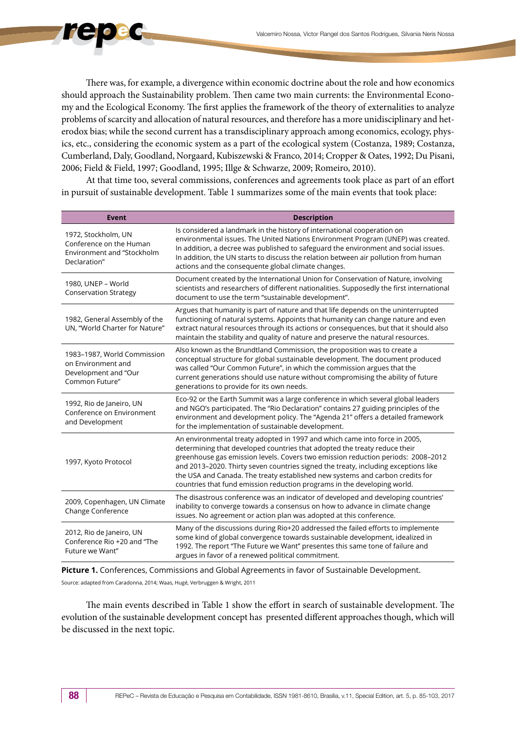There was, for example, a divergence within economic doctrine about the role and how economics should approach the Sustainability problem. Then came two main currents: the Environmental Economy and the Ecological Economy. The first applies the framework of the theory of externalities to analyze problems of scarcity and allocation of natural resources, and therefore has a more unidisciplinary and heterodox bias; while the second current has a transdisciplinary approach among economics, ecology, physics, etc., considering the economic system as a part of the ecological system (Costanza, 1989; Costanza, Cumberland, Daly, Goodland, Norgaard, Kubiszewski & Franco, 2014; Cropper & Oates, 1992; Du Pisani, 2006; Field & Field, 1997; Goodland, 1995; Illge & Schwarze, 2009; Romeiro, 2010).

At that time too, several commissions, conferences and agreements took place as part of an effort in pursuit of sustainable development. Table 1 summarizes some of the main events that took place:

| Event | Description |
|---|---|
| 1972, Stockholm, UN Conference on the Human Environment and "Stockholm Declaration" | Is considered a landmark in the history of international cooperation on environmental issues. The United Nations Environment Program (UNEP) was created. In addition, a decree was published to safeguard the environment and social issues. In addition, the UN starts to discuss the relation between air pollution from human actions and the consequente global climate changes. |
| 1980, UNEP – World Conservation Strategy | Document created by the International Union for Conservation of Nature, involving scientists and researchers of different nationalities. Supposedly the first international document to use the term "sustainable development". |
| 1982, General Assembly of the UN, "World Charter for Nature" | Argues that humanity is part of nature and that life depends on the uninterrupted functioning of natural systems. Appoints that humanity can change nature and even extract natural resources through its actions or consequences, but that it should also maintain the stability and quality of nature and preserve the natural resources. |
| 1983–1987, World Commission on Environment and Development and "Our Common Future" | Also known as the Brundtland Commission, the proposition was to create a conceptual structure for global sustainable development. The document produced was called "Our Common Future", in which the commission argues that the current generations should use nature without compromising the ability of future generations to provide for its own needs. |
| 1992, Rio de Janeiro, UN Conference on Environment and Development | Eco-92 or the Earth Summit was a large conference in which several global leaders and NGO's participated. The "Rio Declaration" contains 27 guiding principles of the environment and development policy. The "Agenda 21" offers a detailed framework for the implementation of sustainable development. |
| 1997, Kyoto Protocol | An environmental treaty adopted in 1997 and which came into force in 2005, determining that developed countries that adopted the treaty reduce their greenhouse gas emission levels. Covers two emission reduction periods: 2008–2012 and 2013–2020. Thirty seven countries signed the treaty, including exceptions like the USA and Canada. The treaty established new systems and carbon credits for countries that fund emission reduction programs in the developing world. |
| 2009, Copenhagen, UN Climate Change Conference | The disastrous conference was an indicator of developed and developing countries' inability to converge towards a consensus on how to advance in climate change issues. No agreement or action plan was adopted at this conference. |
| 2012, Rio de Janeiro, UN Conference Rio +20 and "The Future we Want" | Many of the discussions during Rio+20 addressed the failed efforts to implemente some kind of global convergence towards sustainable development, idealized in 1992. The report "The Future we Want" presentes this same tone of failure and argues in favor of a renewed political commitment. |

**Picture 1.** Conferences, Commissions and Global Agreements in favor of Sustainable Development.

Source: adapted from Caradonna, 2014; Waas, Hugé, Verbruggen & Wright, 2011

The main events described in Table 1 show the effort in search of sustainable development. The evolution of the sustainable development concept has presented different approaches though, which will be discussed in the next topic.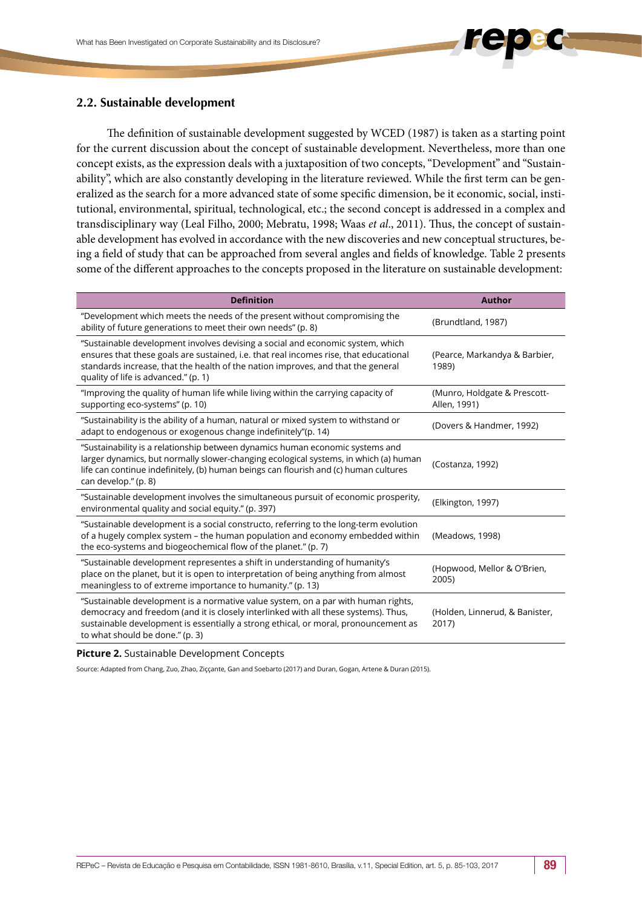## 2.2. Sustainable development

The definition of sustainable development suggested by WCED (1987) is taken as a starting point for the current discussion about the concept of sustainable development. Nevertheless, more than one concept exists, as the expression deals with a juxtaposition of two concepts, "Development" and "Sustainability", which are also constantly developing in the literature reviewed. While the first term can be generalized as the search for a more advanced state of some specific dimension, be it economic, social, institutional, environmental, spiritual, technological, etc.; the second concept is addressed in a complex and transdisciplinary way (Leal Filho, 2000; Mebratu, 1998; Waas *et al*., 2011). Thus, the concept of sustainable development has evolved in accordance with the new discoveries and new conceptual structures, being a field of study that can be approached from several angles and fields of knowledge. Table 2 presents some of the different approaches to the concepts proposed in the literature on sustainable development:

| Definition | Author |
| --- | --- |
| "Development which meets the needs of the present without compromising the ability of future generations to meet their own needs" (p. 8) | (Brundtland, 1987) |
| "Sustainable development involves devising a social and economic system, which ensures that these goals are sustained, i.e. that real incomes rise, that educational standards increase, that the health of the nation improves, and that the general quality of life is advanced." (p. 1) | (Pearce, Markandya & Barbier, 1989) |
| "Improving the quality of human life while living within the carrying capacity of supporting eco-systems" (p. 10) | (Munro, Holdgate & Prescott-Allen, 1991) |
| "Sustainability is the ability of a human, natural or mixed system to withstand or adapt to endogenous or exogenous change indefinitely"(p. 14) | (Dovers & Handmer, 1992) |
| "Sustainability is a relationship between dynamics human economic systems and larger dynamics, but normally slower-changing ecological systems, in which (a) human life can continue indefinitely, (b) human beings can flourish and (c) human cultures can develop." (p. 8) | (Costanza, 1992) |
| "Sustainable development involves the simultaneous pursuit of economic prosperity, environmental quality and social equity." (p. 397) | (Elkington, 1997) |
| "Sustainable development is a social constructo, referring to the long-term evolution of a hugely complex system – the human population and economy embedded within the eco-systems and biogeochemical flow of the planet." (p. 7) | (Meadows, 1998) |
| "Sustainable development representes a shift in understanding of humanity's place on the planet, but it is open to interpretation of being anything from almost meaningless to of extreme importance to humanity." (p. 13) | (Hopwood, Mellor & O'Brien, 2005) |
| "Sustainable development is a normative value system, on a par with human rights, democracy and freedom (and it is closely interlinked with all these systems). Thus, sustainable development is essentially a strong ethical, or moral, pronouncement as to what should be done." (p. 3) | (Holden, Linnerud, & Banister, 2017) |

**Picture 2.** Sustainable Development Concepts

Source: Adapted from Chang, Zuo, Zhao, Ziççante, Gan and Soebarto (2017) and Duran, Gogan, Artene & Duran (2015).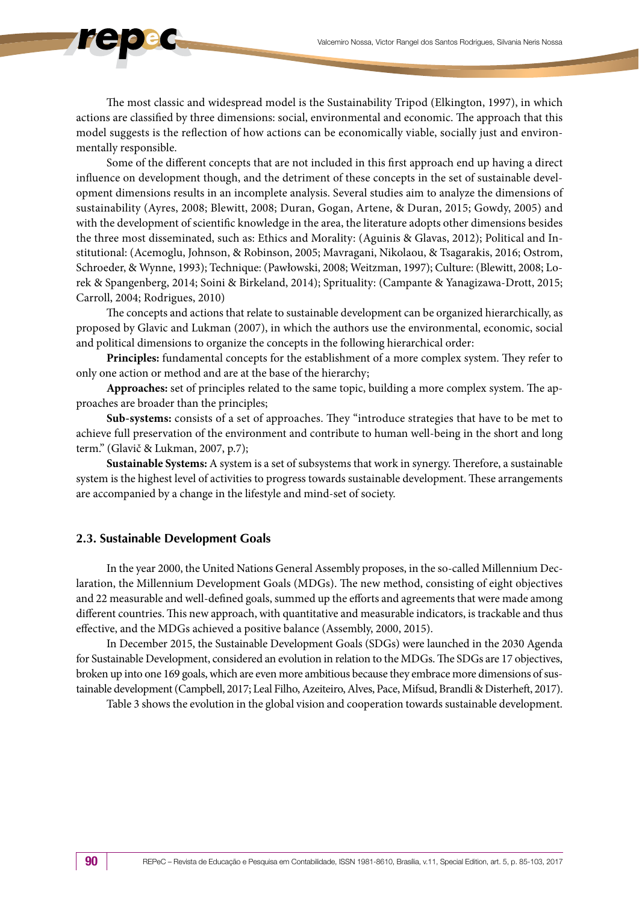The most classic and widespread model is the Sustainability Tripod (Elkington, 1997), in which actions are classified by three dimensions: social, environmental and economic. The approach that this model suggests is the reflection of how actions can be economically viable, socially just and environmentally responsible.

Some of the different concepts that are not included in this first approach end up having a direct influence on development though, and the detriment of these concepts in the set of sustainable development dimensions results in an incomplete analysis. Several studies aim to analyze the dimensions of sustainability (Ayres, 2008; Blewitt, 2008; Duran, Gogan, Artene, & Duran, 2015; Gowdy, 2005) and with the development of scientific knowledge in the area, the literature adopts other dimensions besides the three most disseminated, such as: Ethics and Morality: (Aguinis & Glavas, 2012); Political and Institutional: (Acemoglu, Johnson, & Robinson, 2005; Mavragani, Nikolaou, & Tsagarakis, 2016; Ostrom, Schroeder, & Wynne, 1993); Technique: (Pawłowski, 2008; Weitzman, 1997); Culture: (Blewitt, 2008; Lorek & Spangenberg, 2014; Soini & Birkeland, 2014); Sprituality: (Campante & Yanagizawa-Drott, 2015; Carroll, 2004; Rodrigues, 2010)

The concepts and actions that relate to sustainable development can be organized hierarchically, as proposed by Glavic and Lukman (2007), in which the authors use the environmental, economic, social and political dimensions to organize the concepts in the following hierarchical order:

**Principles:** fundamental concepts for the establishment of a more complex system. They refer to only one action or method and are at the base of the hierarchy;

**Approaches:** set of principles related to the same topic, building a more complex system. The approaches are broader than the principles;

**Sub-systems:** consists of a set of approaches. They "introduce strategies that have to be met to achieve full preservation of the environment and contribute to human well-being in the short and long term." (Glavič & Lukman, 2007, p.7);

**Sustainable Systems:** A system is a set of subsystems that work in synergy. Therefore, a sustainable system is the highest level of activities to progress towards sustainable development. These arrangements are accompanied by a change in the lifestyle and mind-set of society.

### 2.3. Sustainable Development Goals

In the year 2000, the United Nations General Assembly proposes, in the so-called Millennium Declaration, the Millennium Development Goals (MDGs). The new method, consisting of eight objectives and 22 measurable and well-defined goals, summed up the efforts and agreements that were made among different countries. This new approach, with quantitative and measurable indicators, is trackable and thus effective, and the MDGs achieved a positive balance (Assembly, 2000, 2015).

In December 2015, the Sustainable Development Goals (SDGs) were launched in the 2030 Agenda for Sustainable Development, considered an evolution in relation to the MDGs. The SDGs are 17 objectives, broken up into one 169 goals, which are even more ambitious because they embrace more dimensions of sustainable development (Campbell, 2017; Leal Filho, Azeiteiro, Alves, Pace, Mifsud, Brandli & Disterheft, 2017).

Table 3 shows the evolution in the global vision and cooperation towards sustainable development.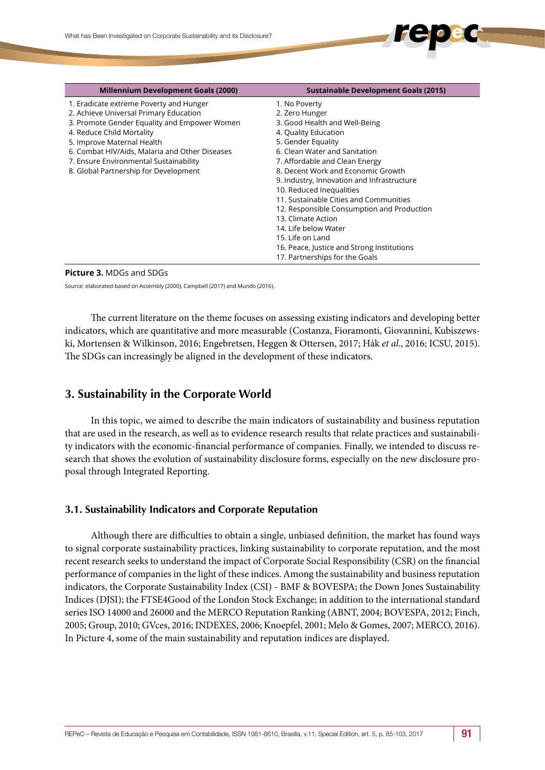| Millennium Development Goals (2000) | Sustainable Development Goals (2015) |
|---|---|
| 1. Eradicate extreme Poverty and Hunger | 1. No Poverty |
| 2. Achieve Universal Primary Education | 2. Zero Hunger |
| 3. Promote Gender Equality and Empower Women | 3. Good Health and Well-Being |
| 4. Reduce Child Mortality | 4. Quality Education |
| 5. Improve Maternal Health | 5. Gender Equality |
| 6. Combat HIV/Aids, Malaria and Other Diseases | 6. Clean Water and Sanitation |
| 7. Ensure Environmental Sustainability | 7. Affordable and Clean Energy |
| 8. Global Partnership for Development | 8. Decent Work and Economic Growth |
| | 9. Industry, Innovation and Infrastructure |
| | 10. Reduced Inequalities |
| | 11. Sustainable Cities and Communities |
| | 12. Responsible Consumption and Production |
| | 13. Climate Action |
| | 14. Life below Water |
| | 15. Life on Land |
| | 16. Peace, Justice and Strong Institutions |
| | 17. Partnerships for the Goals |

**Picture 3.** MDGs and SDGs

Source: elaborated based on Assembly (2000), Campbell (2017) and Mundo (2016).

The current literature on the theme focuses on assessing existing indicators and developing better indicators, which are quantitative and more measurable (Costanza, Fioramonti, Giovannini, Kubiszewski, Mortensen & Wilkinson, 2016; Engebretsen, Heggen & Ottersen, 2017; Hák *et al*., 2016; ICSU, 2015). The SDGs can increasingly be aligned in the development of these indicators.

## 3. Sustainability in the Corporate World

In this topic, we aimed to describe the main indicators of sustainability and business reputation that are used in the research, as well as to evidence research results that relate practices and sustainability indicators with the economic-financial performance of companies. Finally, we intended to discuss research that shows the evolution of sustainability disclosure forms, especially on the new disclosure proposal through Integrated Reporting.

### 3.1. Sustainability Indicators and Corporate Reputation

Although there are difficulties to obtain a single, unbiased definition, the market has found ways to signal corporate sustainability practices, linking sustainability to corporate reputation, and the most recent research seeks to understand the impact of Corporate Social Responsibility (CSR) on the financial performance of companies in the light of these indices. Among the sustainability and business reputation indicators, the Corporate Sustainability Index (CSI) - BMF & BOVESPA; the Down Jones Sustainability Indices (DJSI); the FTSE4Good of the London Stock Exchange; in addition to the international standard series ISO 14000 and 26000 and the MERCO Reputation Ranking (ABNT, 2004; BOVESPA, 2012; Finch, 2005; Group, 2010; GVces, 2016; INDEXES, 2006; Knoepfel, 2001; Melo & Gomes, 2007; MERCO, 2016). In Picture 4, some of the main sustainability and reputation indices are displayed.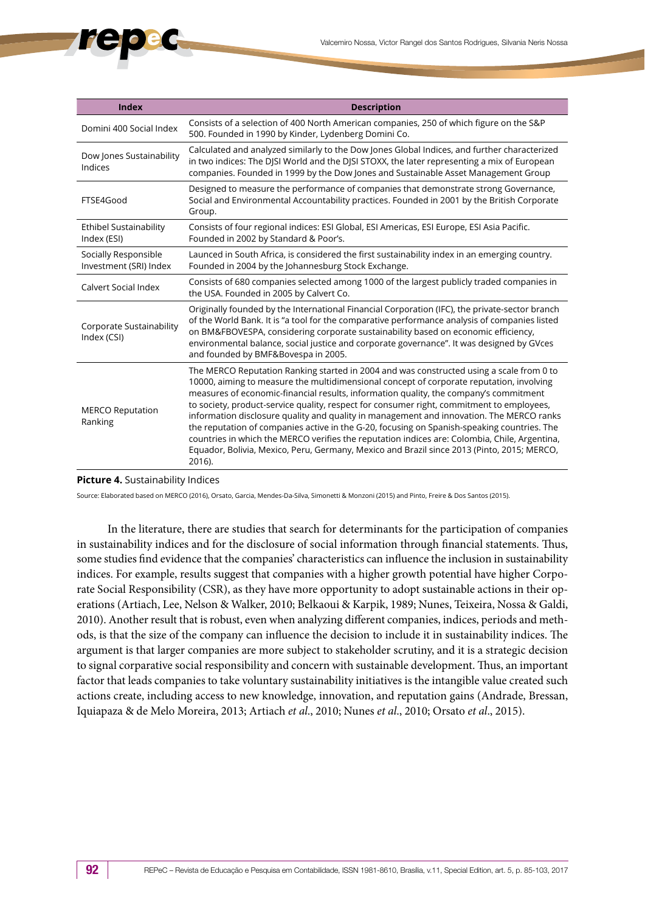| Index | Description |
|---|---|
| Domini 400 Social Index | Consists of a selection of 400 North American companies, 250 of which figure on the S&P 500. Founded in 1990 by Kinder, Lydenberg Domini Co. |
| Dow Jones Sustainability Indices | Calculated and analyzed similarly to the Dow Jones Global Indices, and further characterized in two indices: The DJSI World and the DJSI STOXX, the later representing a mix of European companies. Founded in 1999 by the Dow Jones and Sustainable Asset Management Group |
| FTSE4Good | Designed to measure the performance of companies that demonstrate strong Governance, Social and Environmental Accountability practices. Founded in 2001 by the British Corporate Group. |
| Ethibel Sustainability Index (ESI) | Consists of four regional indices: ESI Global, ESI Americas, ESI Europe, ESI Asia Pacific. Founded in 2002 by Standard & Poor's. |
| Socially Responsible Investment (SRI) Index | Launced in South Africa, is considered the first sustainability index in an emerging country. Founded in 2004 by the Johannesburg Stock Exchange. |
| Calvert Social Index | Consists of 680 companies selected among 1000 of the largest publicly traded companies in the USA. Founded in 2005 by Calvert Co. |
| Corporate Sustainability Index (CSI) | Originally founded by the International Financial Corporation (IFC), the private-sector branch of the World Bank. It is "a tool for the comparative performance analysis of companies listed on BM&FBOVESPA, considering corporate sustainability based on economic efficiency, environmental balance, social justice and corporate governance". It was designed by GVces and founded by BMF&Bovespa in 2005. |
| MERCO Reputation Ranking | The MERCO Reputation Ranking started in 2004 and was constructed using a scale from 0 to 10000, aiming to measure the multidimensional concept of corporate reputation, involving measures of economic-financial results, information quality, the company's commitment to society, product-service quality, respect for consumer right, commitment to employees, information disclosure quality and quality in management and innovation. The MERCO ranks the reputation of companies active in the G-20, focusing on Spanish-speaking countries. The countries in which the MERCO verifies the reputation indices are: Colombia, Chile, Argentina, Equador, Bolivia, Mexico, Peru, Germany, Mexico and Brazil since 2013 (Pinto, 2015; MERCO, 2016). |

**Picture 4.** Sustainability Indices

Source: Elaborated based on MERCO (2016), Orsato, Garcia, Mendes-Da-Silva, Simonetti & Monzoni (2015) and Pinto, Freire & Dos Santos (2015).

In the literature, there are studies that search for determinants for the participation of companies in sustainability indices and for the disclosure of social information through financial statements. Thus, some studies find evidence that the companies' characteristics can influence the inclusion in sustainability indices. For example, results suggest that companies with a higher growth potential have higher Corporate Social Responsibility (CSR), as they have more opportunity to adopt sustainable actions in their operations (Artiach, Lee, Nelson & Walker, 2010; Belkaoui & Karpik, 1989; Nunes, Teixeira, Nossa & Galdi, 2010). Another result that is robust, even when analyzing different companies, indices, periods and methods, is that the size of the company can influence the decision to include it in sustainability indices. The argument is that larger companies are more subject to stakeholder scrutiny, and it is a strategic decision to signal corparative social responsibility and concern with sustainable development. Thus, an important factor that leads companies to take voluntary sustainability initiatives is the intangible value created such actions create, including access to new knowledge, innovation, and reputation gains (Andrade, Bressan, Iquiapaza & de Melo Moreira, 2013; Artiach *et al*., 2010; Nunes *et al*., 2010; Orsato *et al*., 2015).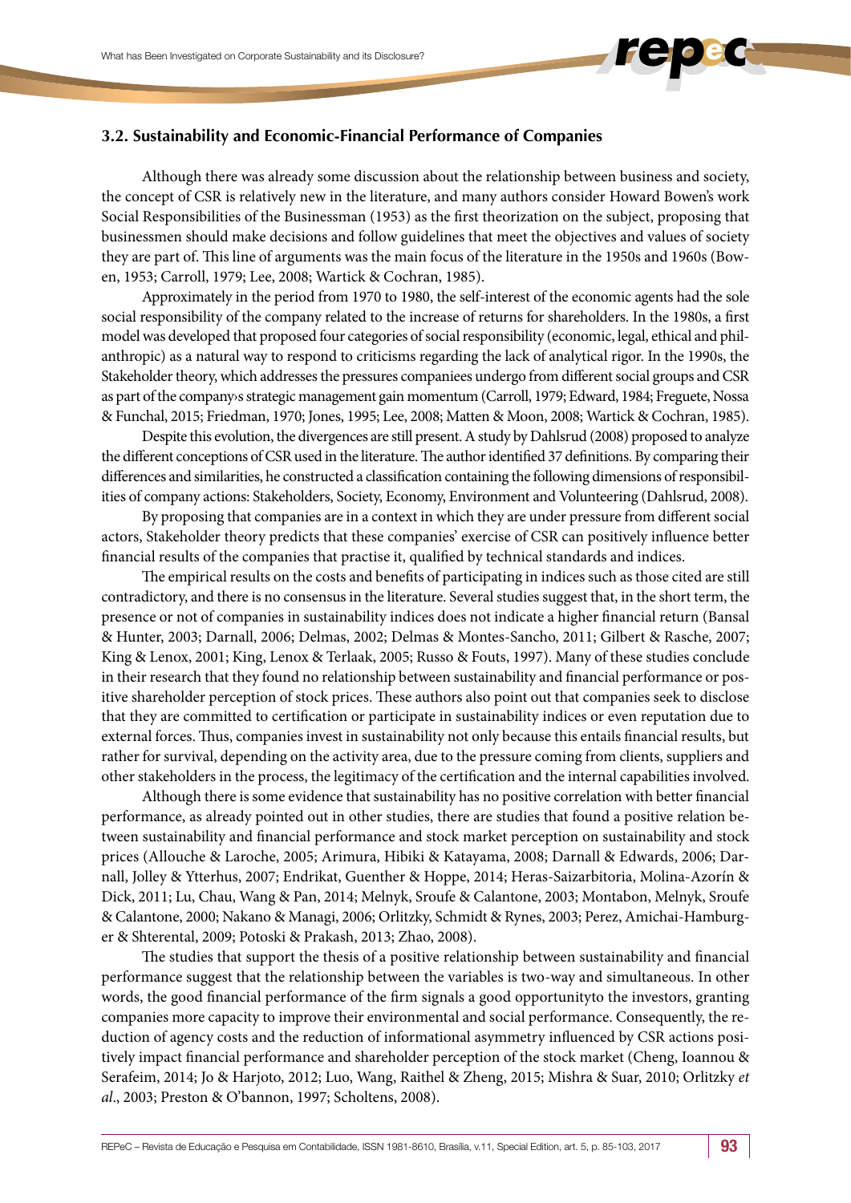### 3.2. Sustainability and Economic-Financial Performance of Companies

Although there was already some discussion about the relationship between business and society, the concept of CSR is relatively new in the literature, and many authors consider Howard Bowen's work Social Responsibilities of the Businessman (1953) as the first theorization on the subject, proposing that businessmen should make decisions and follow guidelines that meet the objectives and values of society they are part of. This line of arguments was the main focus of the literature in the 1950s and 1960s (Bowen, 1953; Carroll, 1979; Lee, 2008; Wartick & Cochran, 1985).

Approximately in the period from 1970 to 1980, the self-interest of the economic agents had the sole social responsibility of the company related to the increase of returns for shareholders. In the 1980s, a first model was developed that proposed four categories of social responsibility (economic, legal, ethical and philanthropic) as a natural way to respond to criticisms regarding the lack of analytical rigor. In the 1990s, the Stakeholder theory, which addresses the pressures companiees undergo from different social groups and CSR as part of the company›s strategic management gain momentum (Carroll, 1979; Edward, 1984; Freguete, Nossa & Funchal, 2015; Friedman, 1970; Jones, 1995; Lee, 2008; Matten & Moon, 2008; Wartick & Cochran, 1985).

Despite this evolution, the divergences are still present. A study by Dahlsrud (2008) proposed to analyze the different conceptions of CSR used in the literature. The author identified 37 definitions. By comparing their differences and similarities, he constructed a classification containing the following dimensions of responsibilities of company actions: Stakeholders, Society, Economy, Environment and Volunteering (Dahlsrud, 2008).

By proposing that companies are in a context in which they are under pressure from different social actors, Stakeholder theory predicts that these companies' exercise of CSR can positively influence better financial results of the companies that practise it, qualified by technical standards and indices.

The empirical results on the costs and benefits of participating in indices such as those cited are still contradictory, and there is no consensus in the literature. Several studies suggest that, in the short term, the presence or not of companies in sustainability indices does not indicate a higher financial return (Bansal & Hunter, 2003; Darnall, 2006; Delmas, 2002; Delmas & Montes-Sancho, 2011; Gilbert & Rasche, 2007; King & Lenox, 2001; King, Lenox & Terlaak, 2005; Russo & Fouts, 1997). Many of these studies conclude in their research that they found no relationship between sustainability and financial performance or positive shareholder perception of stock prices. These authors also point out that companies seek to disclose that they are committed to certification or participate in sustainability indices or even reputation due to external forces. Thus, companies invest in sustainability not only because this entails financial results, but rather for survival, depending on the activity area, due to the pressure coming from clients, suppliers and other stakeholders in the process, the legitimacy of the certification and the internal capabilities involved.

Although there is some evidence that sustainability has no positive correlation with better financial performance, as already pointed out in other studies, there are studies that found a positive relation between sustainability and financial performance and stock market perception on sustainability and stock prices (Allouche & Laroche, 2005; Arimura, Hibiki & Katayama, 2008; Darnall & Edwards, 2006; Darnall, Jolley & Ytterhus, 2007; Endrikat, Guenther & Hoppe, 2014; Heras-Saizarbitoria, Molina-Azorín & Dick, 2011; Lu, Chau, Wang & Pan, 2014; Melnyk, Sroufe & Calantone, 2003; Montabon, Melnyk, Sroufe & Calantone, 2000; Nakano & Managi, 2006; Orlitzky, Schmidt & Rynes, 2003; Perez, Amichai-Hamburger & Shterental, 2009; Potoski & Prakash, 2013; Zhao, 2008).

The studies that support the thesis of a positive relationship between sustainability and financial performance suggest that the relationship between the variables is two-way and simultaneous. In other words, the good financial performance of the firm signals a good opportunityto the investors, granting companies more capacity to improve their environmental and social performance. Consequently, the reduction of agency costs and the reduction of informational asymmetry influenced by CSR actions positively impact financial performance and shareholder perception of the stock market (Cheng, Ioannou & Serafeim, 2014; Jo & Harjoto, 2012; Luo, Wang, Raithel & Zheng, 2015; Mishra & Suar, 2010; Orlitzky *et al*., 2003; Preston & O'bannon, 1997; Scholtens, 2008).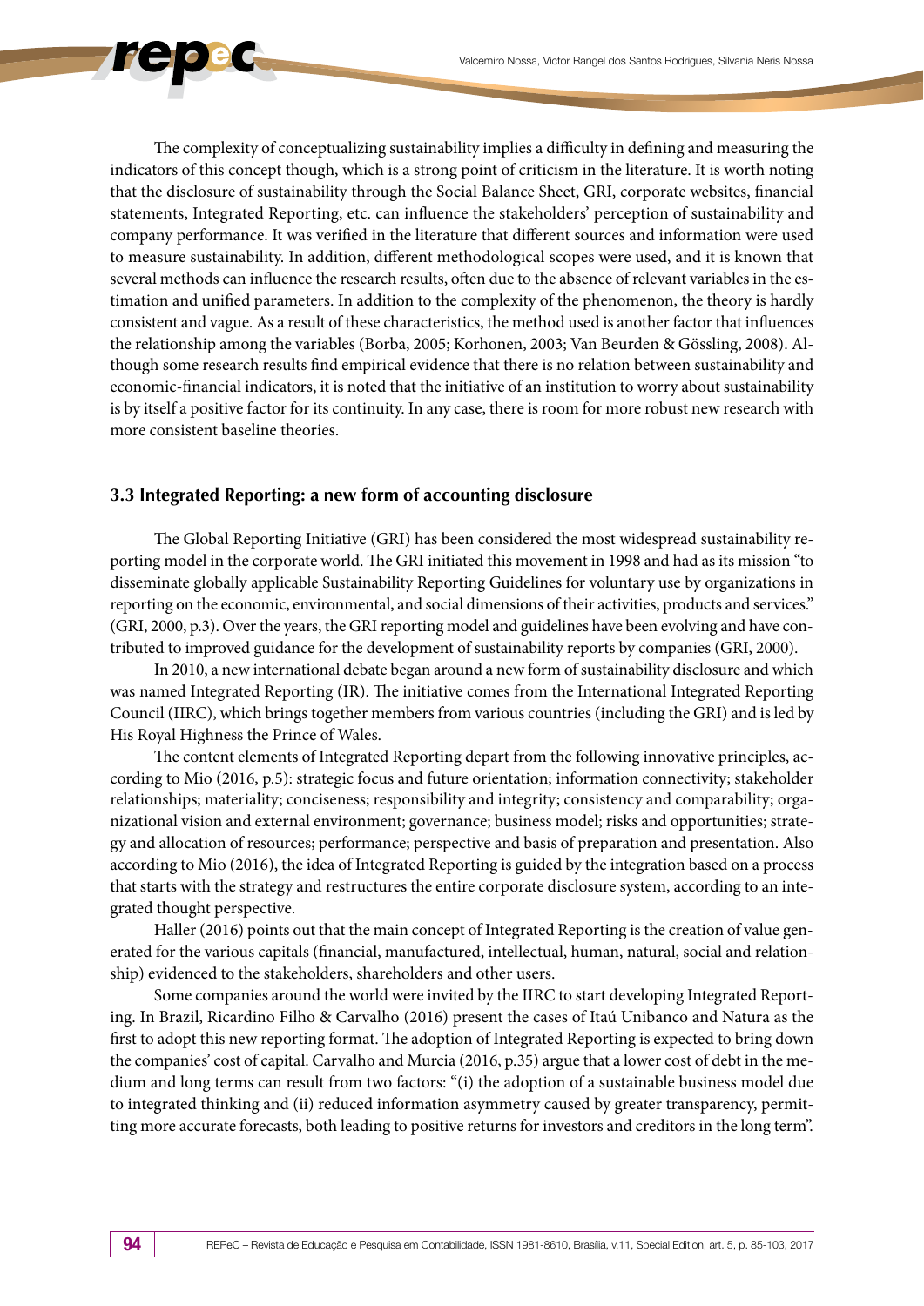The complexity of conceptualizing sustainability implies a difficulty in defining and measuring the indicators of this concept though, which is a strong point of criticism in the literature. It is worth noting that the disclosure of sustainability through the Social Balance Sheet, GRI, corporate websites, financial statements, Integrated Reporting, etc. can influence the stakeholders' perception of sustainability and company performance. It was verified in the literature that different sources and information were used to measure sustainability. In addition, different methodological scopes were used, and it is known that several methods can influence the research results, often due to the absence of relevant variables in the estimation and unified parameters. In addition to the complexity of the phenomenon, the theory is hardly consistent and vague. As a result of these characteristics, the method used is another factor that influences the relationship among the variables (Borba, 2005; Korhonen, 2003; Van Beurden & Gössling, 2008). Although some research results find empirical evidence that there is no relation between sustainability and economic-financial indicators, it is noted that the initiative of an institution to worry about sustainability is by itself a positive factor for its continuity. In any case, there is room for more robust new research with more consistent baseline theories.

### 3.3 Integrated Reporting: a new form of accounting disclosure

The Global Reporting Initiative (GRI) has been considered the most widespread sustainability reporting model in the corporate world. The GRI initiated this movement in 1998 and had as its mission "to disseminate globally applicable Sustainability Reporting Guidelines for voluntary use by organizations in reporting on the economic, environmental, and social dimensions of their activities, products and services." (GRI, 2000, p.3). Over the years, the GRI reporting model and guidelines have been evolving and have contributed to improved guidance for the development of sustainability reports by companies (GRI, 2000).

In 2010, a new international debate began around a new form of sustainability disclosure and which was named Integrated Reporting (IR). The initiative comes from the International Integrated Reporting Council (IIRC), which brings together members from various countries (including the GRI) and is led by His Royal Highness the Prince of Wales.

The content elements of Integrated Reporting depart from the following innovative principles, according to Mio (2016, p.5): strategic focus and future orientation; information connectivity; stakeholder relationships; materiality; conciseness; responsibility and integrity; consistency and comparability; organizational vision and external environment; governance; business model; risks and opportunities; strategy and allocation of resources; performance; perspective and basis of preparation and presentation. Also according to Mio (2016), the idea of Integrated Reporting is guided by the integration based on a process that starts with the strategy and restructures the entire corporate disclosure system, according to an integrated thought perspective.

Haller (2016) points out that the main concept of Integrated Reporting is the creation of value generated for the various capitals (financial, manufactured, intellectual, human, natural, social and relationship) evidenced to the stakeholders, shareholders and other users.

Some companies around the world were invited by the IIRC to start developing Integrated Reporting. In Brazil, Ricardino Filho & Carvalho (2016) present the cases of Itaú Unibanco and Natura as the first to adopt this new reporting format. The adoption of Integrated Reporting is expected to bring down the companies' cost of capital. Carvalho and Murcia (2016, p.35) argue that a lower cost of debt in the medium and long terms can result from two factors: "(i) the adoption of a sustainable business model due to integrated thinking and (ii) reduced information asymmetry caused by greater transparency, permitting more accurate forecasts, both leading to positive returns for investors and creditors in the long term".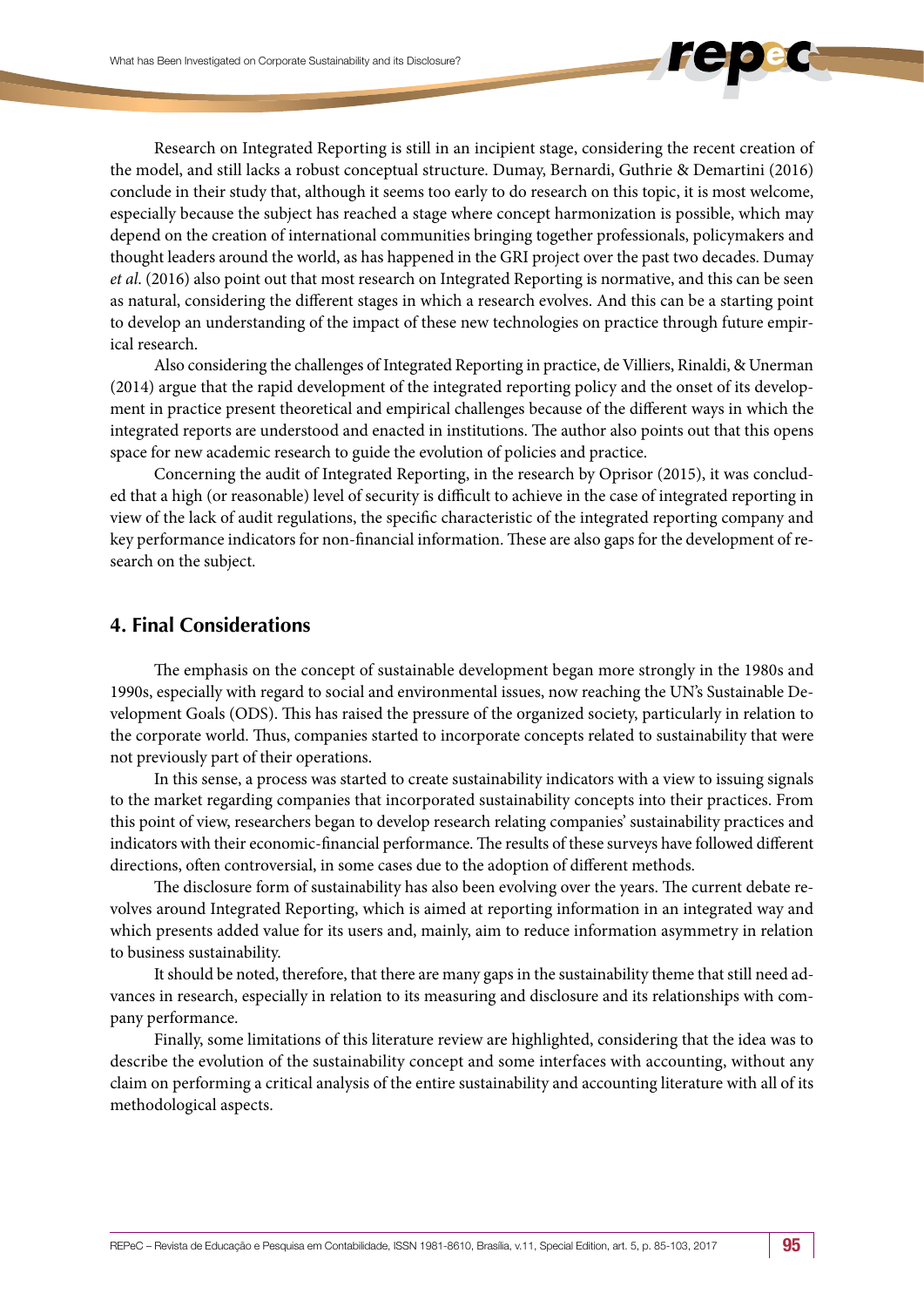Research on Integrated Reporting is still in an incipient stage, considering the recent creation of the model, and still lacks a robust conceptual structure. Dumay, Bernardi, Guthrie & Demartini (2016) conclude in their study that, although it seems too early to do research on this topic, it is most welcome, especially because the subject has reached a stage where concept harmonization is possible, which may depend on the creation of international communities bringing together professionals, policymakers and thought leaders around the world, as has happened in the GRI project over the past two decades. Dumay *et al*. (2016) also point out that most research on Integrated Reporting is normative, and this can be seen as natural, considering the different stages in which a research evolves. And this can be a starting point to develop an understanding of the impact of these new technologies on practice through future empirical research.

Also considering the challenges of Integrated Reporting in practice, de Villiers, Rinaldi, & Unerman (2014) argue that the rapid development of the integrated reporting policy and the onset of its development in practice present theoretical and empirical challenges because of the different ways in which the integrated reports are understood and enacted in institutions. The author also points out that this opens space for new academic research to guide the evolution of policies and practice.

Concerning the audit of Integrated Reporting, in the research by Oprisor (2015), it was concluded that a high (or reasonable) level of security is difficult to achieve in the case of integrated reporting in view of the lack of audit regulations, the specific characteristic of the integrated reporting company and key performance indicators for non-financial information. These are also gaps for the development of research on the subject.

## 4. Final Considerations

The emphasis on the concept of sustainable development began more strongly in the 1980s and 1990s, especially with regard to social and environmental issues, now reaching the UN's Sustainable Development Goals (ODS). This has raised the pressure of the organized society, particularly in relation to the corporate world. Thus, companies started to incorporate concepts related to sustainability that were not previously part of their operations.

In this sense, a process was started to create sustainability indicators with a view to issuing signals to the market regarding companies that incorporated sustainability concepts into their practices. From this point of view, researchers began to develop research relating companies' sustainability practices and indicators with their economic-financial performance. The results of these surveys have followed different directions, often controversial, in some cases due to the adoption of different methods.

The disclosure form of sustainability has also been evolving over the years. The current debate revolves around Integrated Reporting, which is aimed at reporting information in an integrated way and which presents added value for its users and, mainly, aim to reduce information asymmetry in relation to business sustainability.

It should be noted, therefore, that there are many gaps in the sustainability theme that still need advances in research, especially in relation to its measuring and disclosure and its relationships with company performance.

Finally, some limitations of this literature review are highlighted, considering that the idea was to describe the evolution of the sustainability concept and some interfaces with accounting, without any claim on performing a critical analysis of the entire sustainability and accounting literature with all of its methodological aspects.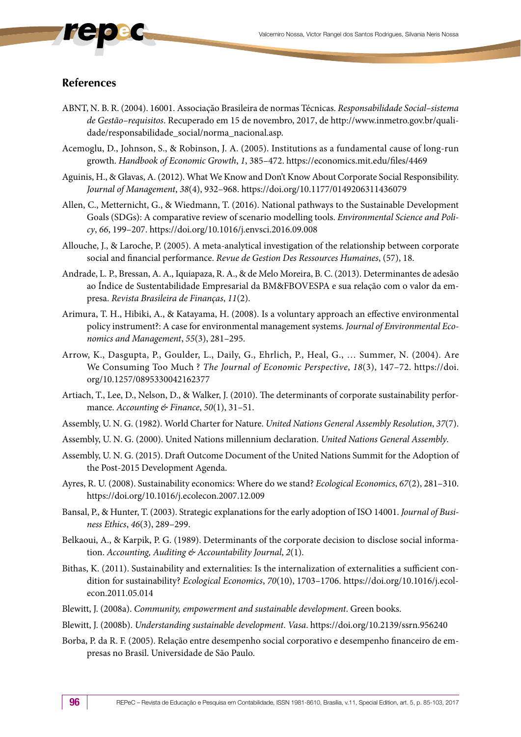## References

ABNT, N. B. R. (2004). 16001. Associação Brasileira de normas Técnicas. *Responsabilidade Social–sistema de Gestão–requisitos*. Recuperado em 15 de novembro, 2017, de http://www.inmetro.gov.br/qualidade/responsabilidade_social/norma_nacional.asp.

Acemoglu, D., Johnson, S., & Robinson, J. A. (2005). Institutions as a fundamental cause of long-run growth. *Handbook of Economic Growth*, *1*, 385–472. https://economics.mit.edu/files/4469

Aguinis, H., & Glavas, A. (2012). What We Know and Don't Know About Corporate Social Responsibility. *Journal of Management*, *38*(4), 932–968. https://doi.org/10.1177/0149206311436079

Allen, C., Metternicht, G., & Wiedmann, T. (2016). National pathways to the Sustainable Development Goals (SDGs): A comparative review of scenario modelling tools. *Environmental Science and Policy*, *66*, 199–207. https://doi.org/10.1016/j.envsci.2016.09.008

Allouche, J., & Laroche, P. (2005). A meta-analytical investigation of the relationship between corporate social and financial performance. *Revue de Gestion Des Ressources Humaines*, (57), 18.

Andrade, L. P., Bressan, A. A., Iquiapaza, R. A., & de Melo Moreira, B. C. (2013). Determinantes de adesão ao Índice de Sustentabilidade Empresarial da BM&FBOVESPA e sua relação com o valor da empresa. *Revista Brasileira de Finanças*, *11*(2).

Arimura, T. H., Hibiki, A., & Katayama, H. (2008). Is a voluntary approach an effective environmental policy instrument?: A case for environmental management systems. *Journal of Environmental Economics and Management*, *55*(3), 281–295.

Arrow, K., Dasgupta, P., Goulder, L., Daily, G., Ehrlich, P., Heal, G., … Summer, N. (2004). Are We Consuming Too Much ? *The Journal of Economic Perspective*, *18*(3), 147–72. https://doi.org/10.1257/0895330042162377

Artiach, T., Lee, D., Nelson, D., & Walker, J. (2010). The determinants of corporate sustainability performance. *Accounting & Finance*, *50*(1), 31–51.

Assembly, U. N. G. (1982). World Charter for Nature. *United Nations General Assembly Resolution*, *37*(7).

Assembly, U. N. G. (2000). United Nations millennium declaration. *United Nations General Assembly*.

Assembly, U. N. G. (2015). Draft Outcome Document of the United Nations Summit for the Adoption of the Post-2015 Development Agenda.

Ayres, R. U. (2008). Sustainability economics: Where do we stand? *Ecological Economics*, *67*(2), 281–310. https://doi.org/10.1016/j.ecolecon.2007.12.009

Bansal, P., & Hunter, T. (2003). Strategic explanations for the early adoption of ISO 14001. *Journal of Business Ethics*, *46*(3), 289–299.

Belkaoui, A., & Karpik, P. G. (1989). Determinants of the corporate decision to disclose social information. *Accounting, Auditing & Accountability Journal*, *2*(1).

Bithas, K. (2011). Sustainability and externalities: Is the internalization of externalities a sufficient condition for sustainability? *Ecological Economics*, *70*(10), 1703–1706. https://doi.org/10.1016/j.ecolecon.2011.05.014

Blewitt, J. (2008a). *Community, empowerment and sustainable development*. Green books.

Blewitt, J. (2008b). *Understanding sustainable development*. *Vasa*. https://doi.org/10.2139/ssrn.956240

Borba, P. da R. F. (2005). Relação entre desempenho social corporativo e desempenho financeiro de empresas no Brasil. Universidade de São Paulo.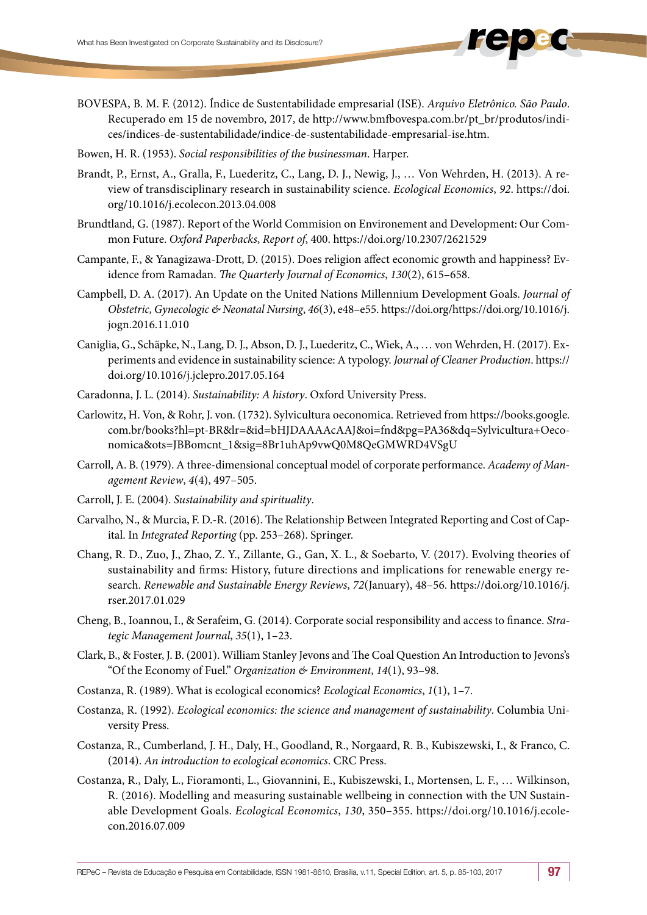BOVESPA, B. M. F. (2012). Índice de Sustentabilidade empresarial (ISE). *Arquivo Eletrônico. São Paulo*. Recuperado em 15 de novembro, 2017, de http://www.bmfbovespa.com.br/pt_br/produtos/indices/indices-de-sustentabilidade/indice-de-sustentabilidade-empresarial-ise.htm.

Bowen, H. R. (1953). *Social responsibilities of the businessman*. Harper.

Brandt, P., Ernst, A., Gralla, F., Luederitz, C., Lang, D. J., Newig, J., … Von Wehrden, H. (2013). A review of transdisciplinary research in sustainability science. *Ecological Economics*, *92*. https://doi.org/10.1016/j.ecolecon.2013.04.008

Brundtland, G. (1987). Report of the World Commision on Environement and Development: Our Common Future. *Oxford Paperbacks*, *Report of*, 400. https://doi.org/10.2307/2621529

Campante, F., & Yanagizawa-Drott, D. (2015). Does religion affect economic growth and happiness? Evidence from Ramadan. *The Quarterly Journal of Economics*, *130*(2), 615–658.

Campbell, D. A. (2017). An Update on the United Nations Millennium Development Goals. *Journal of Obstetric, Gynecologic & Neonatal Nursing*, *46*(3), e48–e55. https://doi.org/https://doi.org/10.1016/j.jogn.2016.11.010

Caniglia, G., Schäpke, N., Lang, D. J., Abson, D. J., Luederitz, C., Wiek, A., … von Wehrden, H. (2017). Experiments and evidence in sustainability science: A typology. *Journal of Cleaner Production*. https://doi.org/10.1016/j.jclepro.2017.05.164

Caradonna, J. L. (2014). *Sustainability: A history*. Oxford University Press.

Carlowitz, H. Von, & Rohr, J. von. (1732). Sylvicultura oeconomica. Retrieved from https://books.google.com.br/books?hl=pt-BR&lr=&id=bHJDAAAAcAAJ&oi=fnd&pg=PA36&dq=Sylvicultura+Oeconomica&ots=JBBomcnt_1&sig=8Br1uhAp9vwQ0M8QeGMWRD4VSgU

Carroll, A. B. (1979). A three-dimensional conceptual model of corporate performance. *Academy of Management Review*, *4*(4), 497–505.

Carroll, J. E. (2004). *Sustainability and spirituality*.

Carvalho, N., & Murcia, F. D.-R. (2016). The Relationship Between Integrated Reporting and Cost of Capital. In *Integrated Reporting* (pp. 253–268). Springer.

Chang, R. D., Zuo, J., Zhao, Z. Y., Zillante, G., Gan, X. L., & Soebarto, V. (2017). Evolving theories of sustainability and firms: History, future directions and implications for renewable energy research. *Renewable and Sustainable Energy Reviews*, *72*(January), 48–56. https://doi.org/10.1016/j.rser.2017.01.029

Cheng, B., Ioannou, I., & Serafeim, G. (2014). Corporate social responsibility and access to finance. *Strategic Management Journal*, *35*(1), 1–23.

Clark, B., & Foster, J. B. (2001). William Stanley Jevons and The Coal Question An Introduction to Jevons's "Of the Economy of Fuel." *Organization & Environment*, *14*(1), 93–98.

Costanza, R. (1989). What is ecological economics? *Ecological Economics*, *1*(1), 1–7.

Costanza, R. (1992). *Ecological economics: the science and management of sustainability*. Columbia University Press.

Costanza, R., Cumberland, J. H., Daly, H., Goodland, R., Norgaard, R. B., Kubiszewski, I., & Franco, C. (2014). *An introduction to ecological economics*. CRC Press.

Costanza, R., Daly, L., Fioramonti, L., Giovannini, E., Kubiszewski, I., Mortensen, L. F., … Wilkinson, R. (2016). Modelling and measuring sustainable wellbeing in connection with the UN Sustainable Development Goals. *Ecological Economics*, *130*, 350–355. https://doi.org/10.1016/j.ecolecon.2016.07.009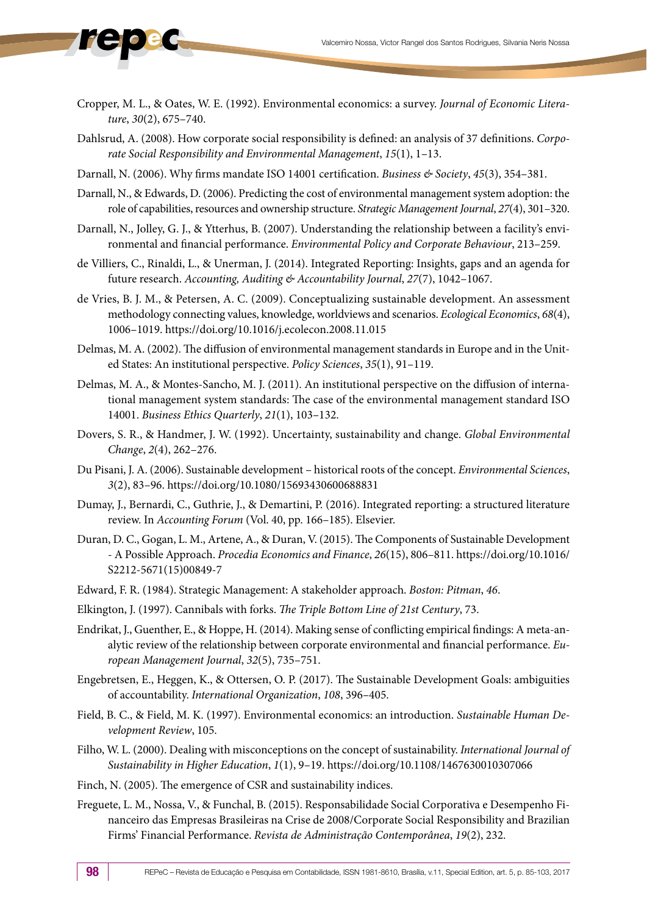Cropper, M. L., & Oates, W. E. (1992). Environmental economics: a survey. *Journal of Economic Literature*, *30*(2), 675–740.

Dahlsrud, A. (2008). How corporate social responsibility is defined: an analysis of 37 definitions. *Corporate Social Responsibility and Environmental Management*, *15*(1), 1–13.

Darnall, N. (2006). Why firms mandate ISO 14001 certification. *Business & Society*, *45*(3), 354–381.

Darnall, N., & Edwards, D. (2006). Predicting the cost of environmental management system adoption: the role of capabilities, resources and ownership structure. *Strategic Management Journal*, *27*(4), 301–320.

Darnall, N., Jolley, G. J., & Ytterhus, B. (2007). Understanding the relationship between a facility's environmental and financial performance. *Environmental Policy and Corporate Behaviour*, 213–259.

de Villiers, C., Rinaldi, L., & Unerman, J. (2014). Integrated Reporting: Insights, gaps and an agenda for future research. *Accounting, Auditing & Accountability Journal*, *27*(7), 1042–1067.

de Vries, B. J. M., & Petersen, A. C. (2009). Conceptualizing sustainable development. An assessment methodology connecting values, knowledge, worldviews and scenarios. *Ecological Economics*, *68*(4), 1006–1019. https://doi.org/10.1016/j.ecolecon.2008.11.015

Delmas, M. A. (2002). The diffusion of environmental management standards in Europe and in the United States: An institutional perspective. *Policy Sciences*, *35*(1), 91–119.

Delmas, M. A., & Montes-Sancho, M. J. (2011). An institutional perspective on the diffusion of international management system standards: The case of the environmental management standard ISO 14001. *Business Ethics Quarterly*, *21*(1), 103–132.

Dovers, S. R., & Handmer, J. W. (1992). Uncertainty, sustainability and change. *Global Environmental Change*, *2*(4), 262–276.

Du Pisani, J. A. (2006). Sustainable development – historical roots of the concept. *Environmental Sciences*, *3*(2), 83–96. https://doi.org/10.1080/15693430600688831

Dumay, J., Bernardi, C., Guthrie, J., & Demartini, P. (2016). Integrated reporting: a structured literature review. In *Accounting Forum* (Vol. 40, pp. 166–185). Elsevier.

Duran, D. C., Gogan, L. M., Artene, A., & Duran, V. (2015). The Components of Sustainable Development - A Possible Approach. *Procedia Economics and Finance*, *26*(15), 806–811. https://doi.org/10.1016/S2212-5671(15)00849-7

Edward, F. R. (1984). Strategic Management: A stakeholder approach. *Boston: Pitman*, *46*.

Elkington, J. (1997). Cannibals with forks. *The Triple Bottom Line of 21st Century*, 73.

Endrikat, J., Guenther, E., & Hoppe, H. (2014). Making sense of conflicting empirical findings: A meta-analytic review of the relationship between corporate environmental and financial performance. *European Management Journal*, *32*(5), 735–751.

Engebretsen, E., Heggen, K., & Ottersen, O. P. (2017). The Sustainable Development Goals: ambiguities of accountability. *International Organization*, *108*, 396–405.

Field, B. C., & Field, M. K. (1997). Environmental economics: an introduction. *Sustainable Human Development Review*, 105.

Filho, W. L. (2000). Dealing with misconceptions on the concept of sustainability. *International Journal of Sustainability in Higher Education*, *1*(1), 9–19. https://doi.org/10.1108/1467630010307066

Finch, N. (2005). The emergence of CSR and sustainability indices.

Freguete, L. M., Nossa, V., & Funchal, B. (2015). Responsabilidade Social Corporativa e Desempenho Financeiro das Empresas Brasileiras na Crise de 2008/Corporate Social Responsibility and Brazilian Firms' Financial Performance. *Revista de Administração Contemporânea*, *19*(2), 232.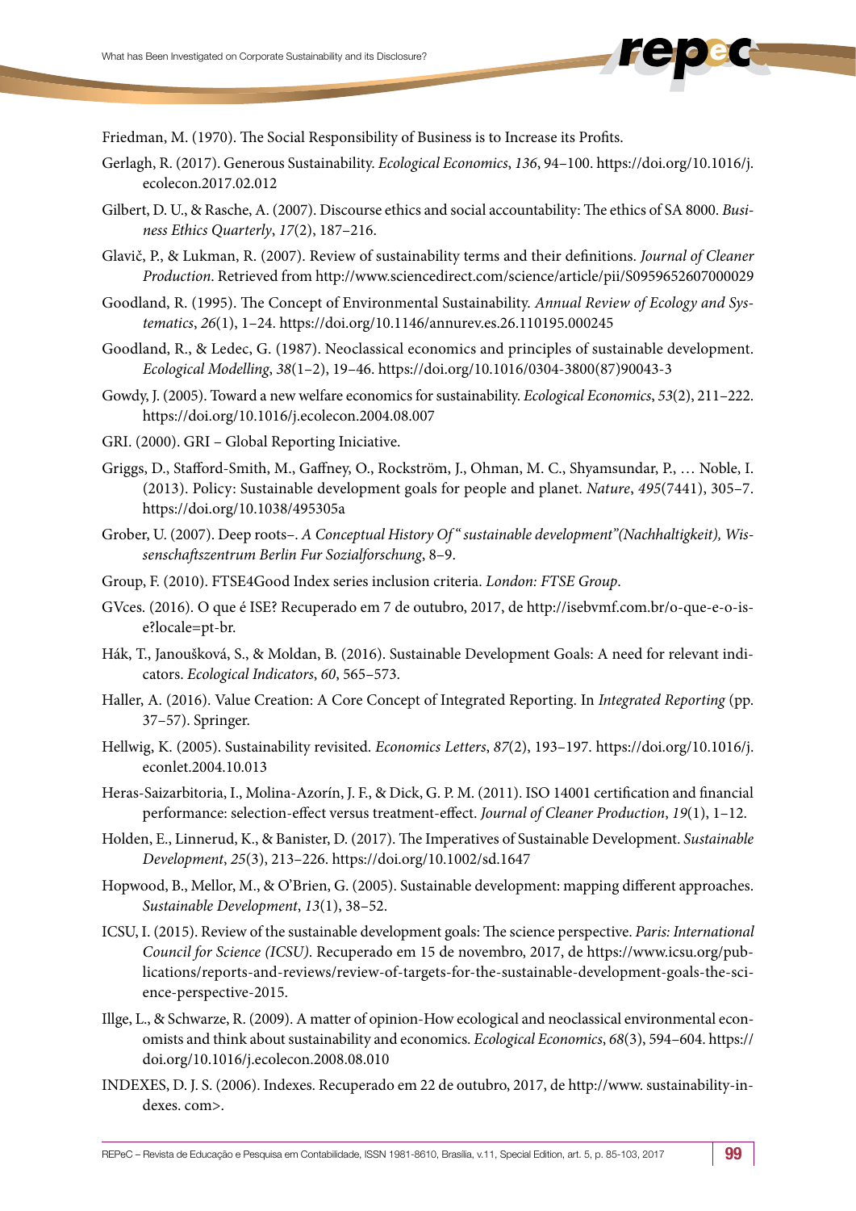Friedman, M. (1970). The Social Responsibility of Business is to Increase its Profits.

Gerlagh, R. (2017). Generous Sustainability. *Ecological Economics*, *136*, 94–100. https://doi.org/10.1016/j.ecolecon.2017.02.012

Gilbert, D. U., & Rasche, A. (2007). Discourse ethics and social accountability: The ethics of SA 8000. *Business Ethics Quarterly*, *17*(2), 187–216.

Glavič, P., & Lukman, R. (2007). Review of sustainability terms and their definitions. *Journal of Cleaner Production*. Retrieved from http://www.sciencedirect.com/science/article/pii/S0959652607000029

Goodland, R. (1995). The Concept of Environmental Sustainability. *Annual Review of Ecology and Systematics*, *26*(1), 1–24. https://doi.org/10.1146/annurev.es.26.110195.000245

Goodland, R., & Ledec, G. (1987). Neoclassical economics and principles of sustainable development. *Ecological Modelling*, *38*(1–2), 19–46. https://doi.org/10.1016/0304-3800(87)90043-3

Gowdy, J. (2005). Toward a new welfare economics for sustainability. *Ecological Economics*, *53*(2), 211–222. https://doi.org/10.1016/j.ecolecon.2004.08.007

GRI. (2000). GRI – Global Reporting Iniciative.

Griggs, D., Stafford-Smith, M., Gaffney, O., Rockström, J., Ohman, M. C., Shyamsundar, P., … Noble, I. (2013). Policy: Sustainable development goals for people and planet. *Nature*, *495*(7441), 305–7. https://doi.org/10.1038/495305a

Grober, U. (2007). Deep roots–. *A Conceptual History Of "sustainable development"(Nachhaltigkeit), Wissenschaftszentrum Berlin Fur Sozialforschung*, 8–9.

Group, F. (2010). FTSE4Good Index series inclusion criteria. *London: FTSE Group*.

GVces. (2016). O que é ISE? Recuperado em 7 de outubro, 2017, de http://isebvmf.com.br/o-que-e-o-ise?locale=pt-br.

Hák, T., Janoušková, S., & Moldan, B. (2016). Sustainable Development Goals: A need for relevant indicators. *Ecological Indicators*, *60*, 565–573.

Haller, A. (2016). Value Creation: A Core Concept of Integrated Reporting. In *Integrated Reporting* (pp. 37–57). Springer.

Hellwig, K. (2005). Sustainability revisited. *Economics Letters*, *87*(2), 193–197. https://doi.org/10.1016/j.econlet.2004.10.013

Heras-Saizarbitoria, I., Molina-Azorín, J. F., & Dick, G. P. M. (2011). ISO 14001 certification and financial performance: selection-effect versus treatment-effect. *Journal of Cleaner Production*, *19*(1), 1–12.

Holden, E., Linnerud, K., & Banister, D. (2017). The Imperatives of Sustainable Development. *Sustainable Development*, *25*(3), 213–226. https://doi.org/10.1002/sd.1647

Hopwood, B., Mellor, M., & O'Brien, G. (2005). Sustainable development: mapping different approaches. *Sustainable Development*, *13*(1), 38–52.

ICSU, I. (2015). Review of the sustainable development goals: The science perspective. *Paris: International Council for Science (ICSU)*. Recuperado em 15 de novembro, 2017, de https://www.icsu.org/publications/reports-and-reviews/review-of-targets-for-the-sustainable-development-goals-the-science-perspective-2015.

Illge, L., & Schwarze, R. (2009). A matter of opinion-How ecological and neoclassical environmental economists and think about sustainability and economics. *Ecological Economics*, *68*(3), 594–604. https://doi.org/10.1016/j.ecolecon.2008.08.010

INDEXES, D. J. S. (2006). Indexes. Recuperado em 22 de outubro, 2017, de http://www. sustainability-indexes. com>.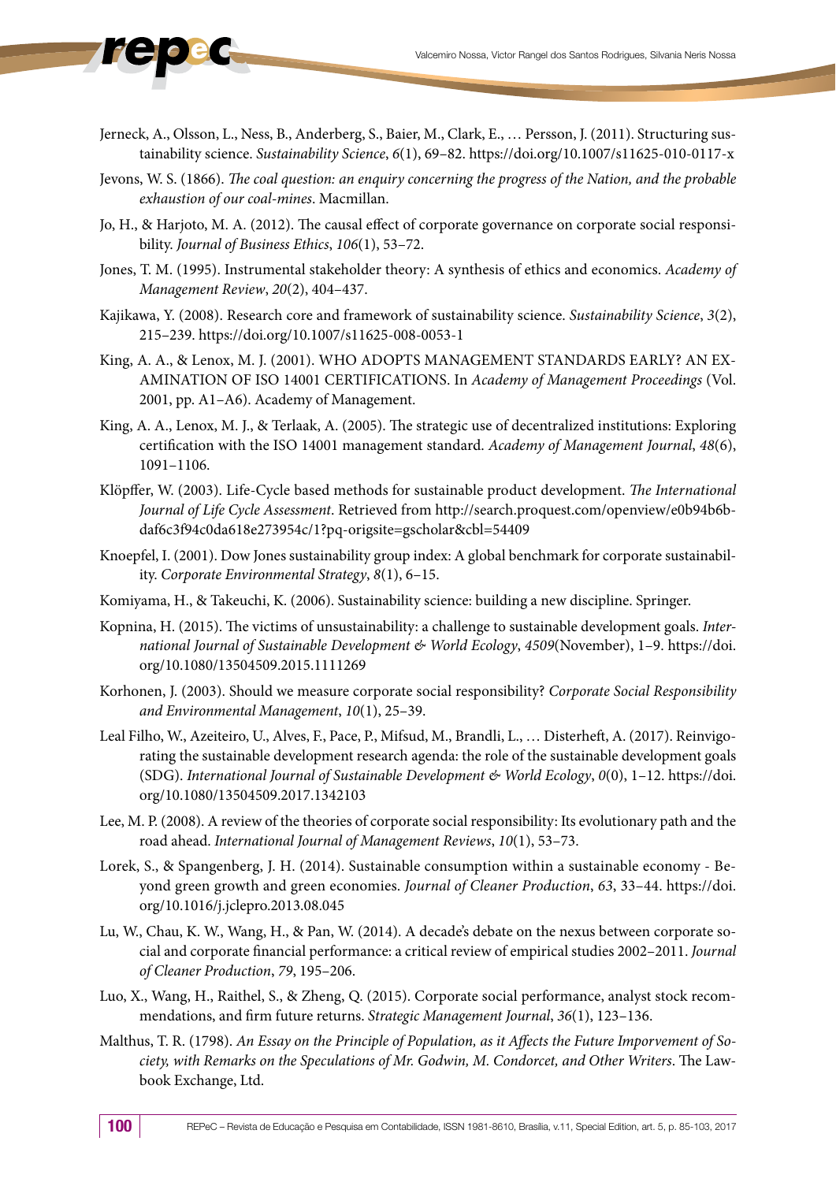Jerneck, A., Olsson, L., Ness, B., Anderberg, S., Baier, M., Clark, E., … Persson, J. (2011). Structuring sustainability science. *Sustainability Science*, *6*(1), 69–82. https://doi.org/10.1007/s11625-010-0117-x

Jevons, W. S. (1866). *The coal question: an enquiry concerning the progress of the Nation, and the probable exhaustion of our coal-mines*. Macmillan.

Jo, H., & Harjoto, M. A. (2012). The causal effect of corporate governance on corporate social responsibility. *Journal of Business Ethics*, *106*(1), 53–72.

Jones, T. M. (1995). Instrumental stakeholder theory: A synthesis of ethics and economics. *Academy of Management Review*, *20*(2), 404–437.

Kajikawa, Y. (2008). Research core and framework of sustainability science. *Sustainability Science*, *3*(2), 215–239. https://doi.org/10.1007/s11625-008-0053-1

King, A. A., & Lenox, M. J. (2001). WHO ADOPTS MANAGEMENT STANDARDS EARLY? AN EXAMINATION OF ISO 14001 CERTIFICATIONS. In *Academy of Management Proceedings* (Vol. 2001, pp. A1–A6). Academy of Management.

King, A. A., Lenox, M. J., & Terlaak, A. (2005). The strategic use of decentralized institutions: Exploring certification with the ISO 14001 management standard. *Academy of Management Journal*, *48*(6), 1091–1106.

Klöpffer, W. (2003). Life-Cycle based methods for sustainable product development. *The International Journal of Life Cycle Assessment*. Retrieved from http://search.proquest.com/openview/e0b94b6bdaf6c3f94c0da618e273954c/1?pq-origsite=gscholar&cbl=54409

Knoepfel, I. (2001). Dow Jones sustainability group index: A global benchmark for corporate sustainability. *Corporate Environmental Strategy*, *8*(1), 6–15.

Komiyama, H., & Takeuchi, K. (2006). Sustainability science: building a new discipline. Springer.

Kopnina, H. (2015). The victims of unsustainability: a challenge to sustainable development goals. *International Journal of Sustainable Development & World Ecology*, *4509*(November), 1–9. https://doi.org/10.1080/13504509.2015.1111269

Korhonen, J. (2003). Should we measure corporate social responsibility? *Corporate Social Responsibility and Environmental Management*, *10*(1), 25–39.

Leal Filho, W., Azeiteiro, U., Alves, F., Pace, P., Mifsud, M., Brandli, L., … Disterheft, A. (2017). Reinvigorating the sustainable development research agenda: the role of the sustainable development goals (SDG). *International Journal of Sustainable Development & World Ecology*, *0*(0), 1–12. https://doi.org/10.1080/13504509.2017.1342103

Lee, M. P. (2008). A review of the theories of corporate social responsibility: Its evolutionary path and the road ahead. *International Journal of Management Reviews*, *10*(1), 53–73.

Lorek, S., & Spangenberg, J. H. (2014). Sustainable consumption within a sustainable economy - Beyond green growth and green economies. *Journal of Cleaner Production*, *63*, 33–44. https://doi.org/10.1016/j.jclepro.2013.08.045

Lu, W., Chau, K. W., Wang, H., & Pan, W. (2014). A decade's debate on the nexus between corporate social and corporate financial performance: a critical review of empirical studies 2002–2011. *Journal of Cleaner Production*, *79*, 195–206.

Luo, X., Wang, H., Raithel, S., & Zheng, Q. (2015). Corporate social performance, analyst stock recommendations, and firm future returns. *Strategic Management Journal*, *36*(1), 123–136.

Malthus, T. R. (1798). *An Essay on the Principle of Population, as it Affects the Future Imporvement of Society, with Remarks on the Speculations of Mr. Godwin, M. Condorcet, and Other Writers*. The Lawbook Exchange, Ltd.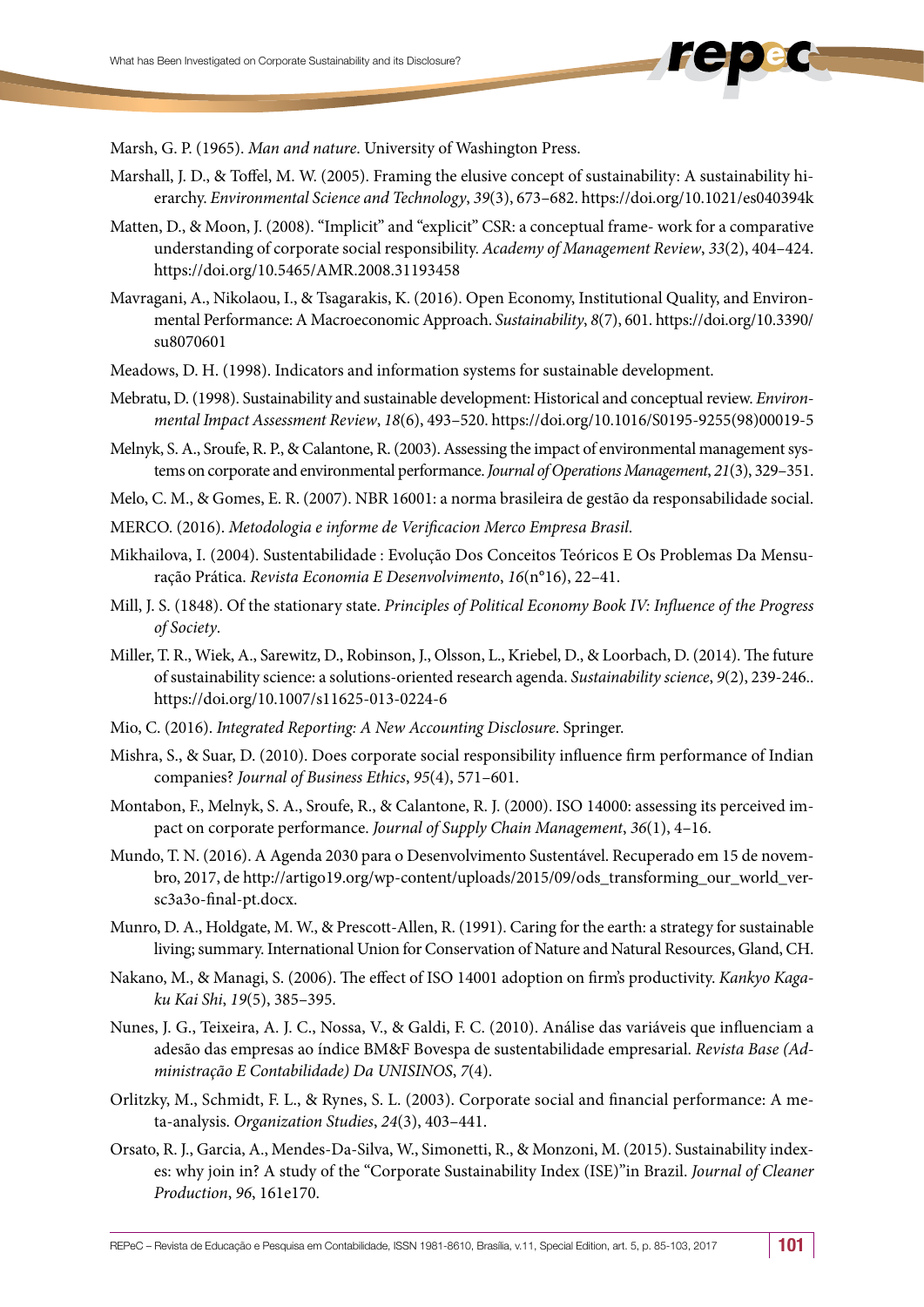Marsh, G. P. (1965). *Man and nature*. University of Washington Press.

Marshall, J. D., & Toffel, M. W. (2005). Framing the elusive concept of sustainability: A sustainability hierarchy. *Environmental Science and Technology*, *39*(3), 673–682. https://doi.org/10.1021/es040394k

Matten, D., & Moon, J. (2008). "Implicit" and "explicit" CSR: a conceptual frame- work for a comparative understanding of corporate social responsibility. *Academy of Management Review*, *33*(2), 404–424. https://doi.org/10.5465/AMR.2008.31193458

Mavragani, A., Nikolaou, I., & Tsagarakis, K. (2016). Open Economy, Institutional Quality, and Environmental Performance: A Macroeconomic Approach. *Sustainability*, *8*(7), 601. https://doi.org/10.3390/su8070601

Meadows, D. H. (1998). Indicators and information systems for sustainable development.

Mebratu, D. (1998). Sustainability and sustainable development: Historical and conceptual review. *Environmental Impact Assessment Review*, *18*(6), 493–520. https://doi.org/10.1016/S0195-9255(98)00019-5

Melnyk, S. A., Sroufe, R. P., & Calantone, R. (2003). Assessing the impact of environmental management systems on corporate and environmental performance. *Journal of Operations Management*, *21*(3), 329–351.

Melo, C. M., & Gomes, E. R. (2007). NBR 16001: a norma brasileira de gestão da responsabilidade social.

MERCO. (2016). *Metodologia e informe de Verificacion Merco Empresa Brasil*.

Mikhailova, I. (2004). Sustentabilidade : Evolução Dos Conceitos Teóricos E Os Problemas Da Mensuração Prática. *Revista Economia E Desenvolvimento*, *16*(n°16), 22–41.

Mill, J. S. (1848). Of the stationary state. *Principles of Political Economy Book IV: Influence of the Progress of Society*.

Miller, T. R., Wiek, A., Sarewitz, D., Robinson, J., Olsson, L., Kriebel, D., & Loorbach, D. (2014). The future of sustainability science: a solutions-oriented research agenda. *Sustainability science*, *9*(2), 239-246.. https://doi.org/10.1007/s11625-013-0224-6

Mio, C. (2016). *Integrated Reporting: A New Accounting Disclosure*. Springer.

Mishra, S., & Suar, D. (2010). Does corporate social responsibility influence firm performance of Indian companies? *Journal of Business Ethics*, *95*(4), 571–601.

Montabon, F., Melnyk, S. A., Sroufe, R., & Calantone, R. J. (2000). ISO 14000: assessing its perceived impact on corporate performance. *Journal of Supply Chain Management*, *36*(1), 4–16.

Mundo, T. N. (2016). A Agenda 2030 para o Desenvolvimento Sustentável. Recuperado em 15 de novembro, 2017, de http://artigo19.org/wp-content/uploads/2015/09/ods_transforming_our_world_versc3a3o-final-pt.docx.

Munro, D. A., Holdgate, M. W., & Prescott-Allen, R. (1991). Caring for the earth: a strategy for sustainable living; summary. International Union for Conservation of Nature and Natural Resources, Gland, CH.

Nakano, M., & Managi, S. (2006). The effect of ISO 14001 adoption on firm's productivity. *Kankyo Kagaku Kai Shi*, *19*(5), 385–395.

Nunes, J. G., Teixeira, A. J. C., Nossa, V., & Galdi, F. C. (2010). Análise das variáveis que influenciam a adesão das empresas ao índice BM&F Bovespa de sustentabilidade empresarial. *Revista Base (Administração E Contabilidade) Da UNISINOS*, *7*(4).

Orlitzky, M., Schmidt, F. L., & Rynes, S. L. (2003). Corporate social and financial performance: A meta-analysis. *Organization Studies*, *24*(3), 403–441.

Orsato, R. J., Garcia, A., Mendes-Da-Silva, W., Simonetti, R., & Monzoni, M. (2015). Sustainability indexes: why join in? A study of the "Corporate Sustainability Index (ISE)"in Brazil. *Journal of Cleaner Production*, *96*, 161e170.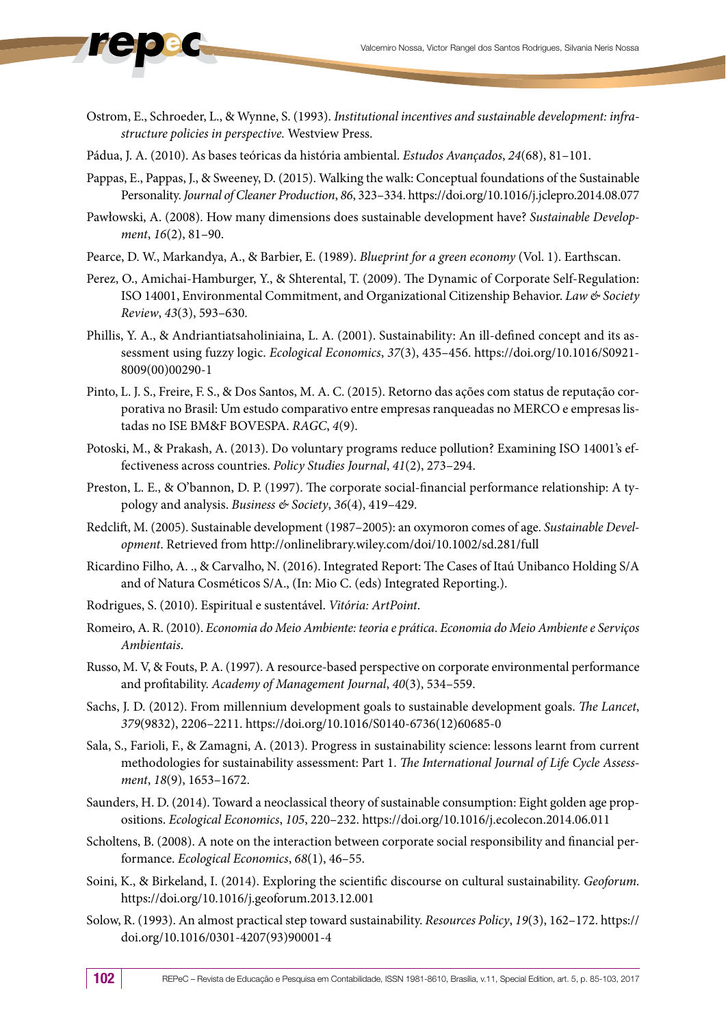Ostrom, E., Schroeder, L., & Wynne, S. (1993). *Institutional incentives and sustainable development: infrastructure policies in perspective.* Westview Press.

Pádua, J. A. (2010). As bases teóricas da história ambiental. *Estudos Avançados*, *24*(68), 81–101.

Pappas, E., Pappas, J., & Sweeney, D. (2015). Walking the walk: Conceptual foundations of the Sustainable Personality. *Journal of Cleaner Production*, *86*, 323–334. https://doi.org/10.1016/j.jclepro.2014.08.077

Pawłowski, A. (2008). How many dimensions does sustainable development have? *Sustainable Development*, *16*(2), 81–90.

Pearce, D. W., Markandya, A., & Barbier, E. (1989). *Blueprint for a green economy* (Vol. 1). Earthscan.

Perez, O., Amichai-Hamburger, Y., & Shterental, T. (2009). The Dynamic of Corporate Self-Regulation: ISO 14001, Environmental Commitment, and Organizational Citizenship Behavior. *Law & Society Review*, *43*(3), 593–630.

Phillis, Y. A., & Andriantiatsaholiniaina, L. A. (2001). Sustainability: An ill-defined concept and its assessment using fuzzy logic. *Ecological Economics*, *37*(3), 435–456. https://doi.org/10.1016/S0921-8009(00)00290-1

Pinto, L. J. S., Freire, F. S., & Dos Santos, M. A. C. (2015). Retorno das ações com status de reputação corporativa no Brasil: Um estudo comparativo entre empresas ranqueadas no MERCO e empresas listadas no ISE BM&F BOVESPA. *RAGC*, *4*(9).

Potoski, M., & Prakash, A. (2013). Do voluntary programs reduce pollution? Examining ISO 14001's effectiveness across countries. *Policy Studies Journal*, *41*(2), 273–294.

Preston, L. E., & O'bannon, D. P. (1997). The corporate social-financial performance relationship: A typology and analysis. *Business & Society*, *36*(4), 419–429.

Redclift, M. (2005). Sustainable development (1987–2005): an oxymoron comes of age. *Sustainable Development*. Retrieved from http://onlinelibrary.wiley.com/doi/10.1002/sd.281/full

Ricardino Filho, A. ., & Carvalho, N. (2016). Integrated Report: The Cases of Itaú Unibanco Holding S/A and of Natura Cosméticos S/A., (In: Mio C. (eds) Integrated Reporting.).

Rodrigues, S. (2010). Espiritual e sustentável. *Vitória: ArtPoint*.

Romeiro, A. R. (2010). *Economia do Meio Ambiente: teoria e prática*. *Economia do Meio Ambiente e Serviços Ambientais*.

Russo, M. V, & Fouts, P. A. (1997). A resource-based perspective on corporate environmental performance and profitability. *Academy of Management Journal*, *40*(3), 534–559.

Sachs, J. D. (2012). From millennium development goals to sustainable development goals. *The Lancet*, *379*(9832), 2206–2211. https://doi.org/10.1016/S0140-6736(12)60685-0

Sala, S., Farioli, F., & Zamagni, A. (2013). Progress in sustainability science: lessons learnt from current methodologies for sustainability assessment: Part 1. *The International Journal of Life Cycle Assessment*, *18*(9), 1653–1672.

Saunders, H. D. (2014). Toward a neoclassical theory of sustainable consumption: Eight golden age propositions. *Ecological Economics*, *105*, 220–232. https://doi.org/10.1016/j.ecolecon.2014.06.011

Scholtens, B. (2008). A note on the interaction between corporate social responsibility and financial performance. *Ecological Economics*, *68*(1), 46–55.

Soini, K., & Birkeland, I. (2014). Exploring the scientific discourse on cultural sustainability. *Geoforum*. https://doi.org/10.1016/j.geoforum.2013.12.001

Solow, R. (1993). An almost practical step toward sustainability. *Resources Policy*, *19*(3), 162–172. https://doi.org/10.1016/0301-4207(93)90001-4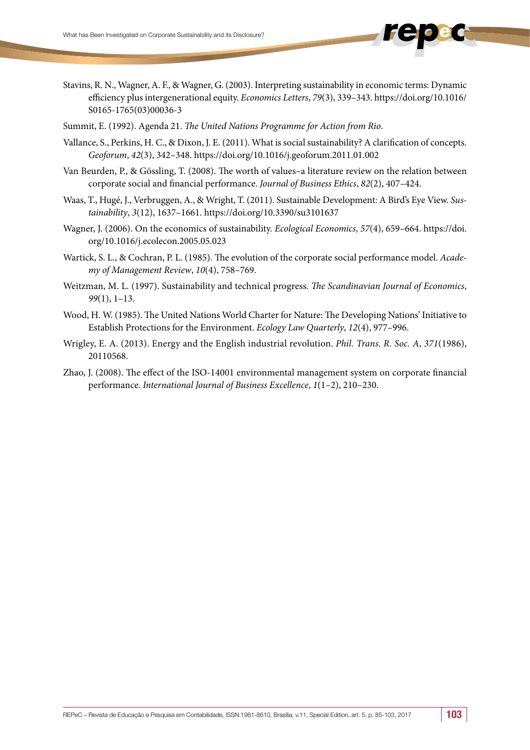Stavins, R. N., Wagner, A. F., & Wagner, G. (2003). Interpreting sustainability in economic terms: Dynamic efficiency plus intergenerational equity. *Economics Letters*, *79*(3), 339–343. https://doi.org/10.1016/S0165-1765(03)00036-3

Summit, E. (1992). Agenda 21. *The United Nations Programme for Action from Rio*.

Vallance, S., Perkins, H. C., & Dixon, J. E. (2011). What is social sustainability? A clarification of concepts. *Geoforum*, *42*(3), 342–348. https://doi.org/10.1016/j.geoforum.2011.01.002

Van Beurden, P., & Gössling, T. (2008). The worth of values–a literature review on the relation between corporate social and financial performance. *Journal of Business Ethics*, *82*(2), 407–424.

Waas, T., Hugé, J., Verbruggen, A., & Wright, T. (2011). Sustainable Development: A Bird's Eye View. *Sustainability*, *3*(12), 1637–1661. https://doi.org/10.3390/su3101637

Wagner, J. (2006). On the economics of sustainability. *Ecological Economics*, *57*(4), 659–664. https://doi.org/10.1016/j.ecolecon.2005.05.023

Wartick, S. L., & Cochran, P. L. (1985). The evolution of the corporate social performance model. *Academy of Management Review*, *10*(4), 758–769.

Weitzman, M. L. (1997). Sustainability and technical progress. *The Scandinavian Journal of Economics*, *99*(1), 1–13.

Wood, H. W. (1985). The United Nations World Charter for Nature: The Developing Nations' Initiative to Establish Protections for the Environment. *Ecology Law Quarterly*, *12*(4), 977–996.

Wrigley, E. A. (2013). Energy and the English industrial revolution. *Phil. Trans. R. Soc. A*, *371*(1986), 20110568.

Zhao, J. (2008). The effect of the ISO-14001 environmental management system on corporate financial performance. *International Journal of Business Excellence*, *1*(1–2), 210–230.